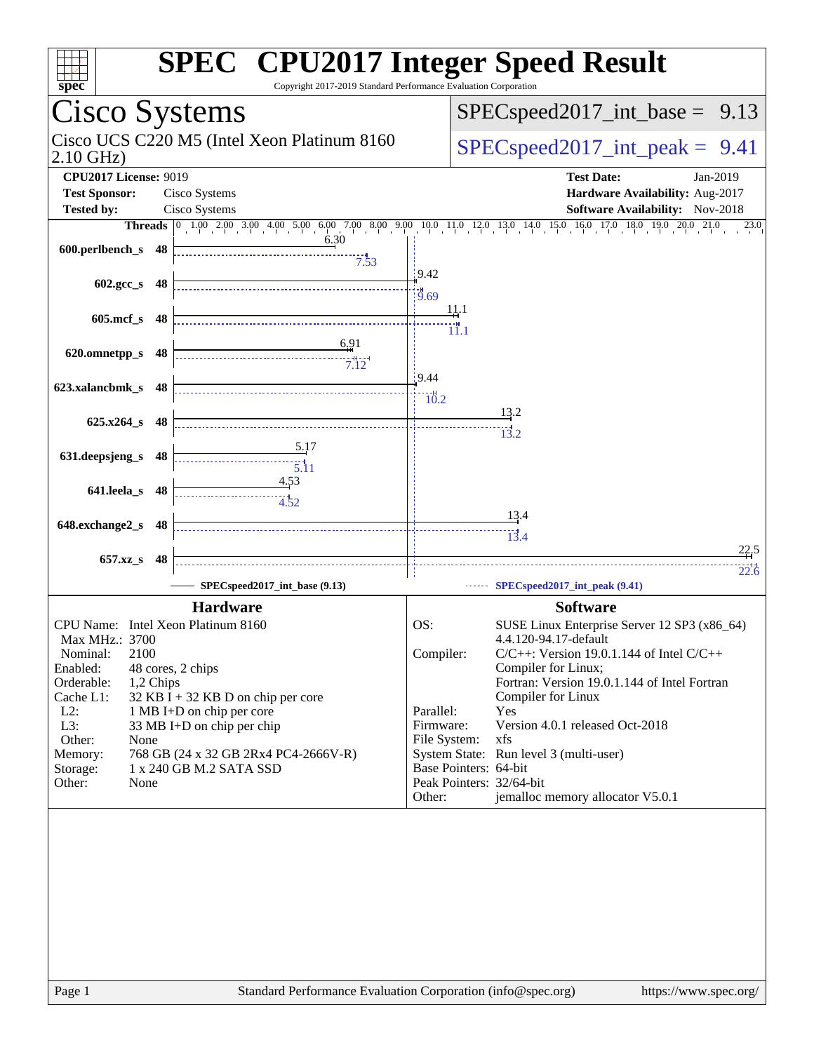# SPEC CPU2017 Integer Speed Result

Copyright 2017-2019 Standard Performance Evaluation Corporation

## Cisco Systems

Cisco UCS C220 M5 (Intel Xeon Platinum 8160 2.10 GHz)

SPECspeed2017_int_base = 9.13

SPECspeed2017_int_peak = 9.41

**CPU2017 License:** 9019
**Test Sponsor:** Cisco Systems
**Tested by:** Cisco Systems

**Test Date:** Jan-2019
**Hardware Availability:** Aug-2017
**Software Availability:** Nov-2018

| Benchmark | Threads | Base | Peak |
|---|---|---|---|
| 600.perlbench_s | 48 | 6.30 | 7.53 |
| 602.gcc_s | 48 | 9.42 | 9.69 |
| 605.mcf_s | 48 | 11.1 | 11.1 |
| 620.omnetpp_s | 48 | 6.91 | 7.12 |
| 623.xalancbmk_s | 48 | 9.44 | 10.2 |
| 625.x264_s | 48 | 13.2 | 13.2 |
| 631.deepsjeng_s | 48 | 5.17 | 5.11 |
| 641.leela_s | 48 | 4.53 | 4.52 |
| 648.exchange2_s | 48 | 13.4 | 13.4 |
| 657.xz_s | 48 | 22.5 | 22.6 |

SPECspeed2017_int_base (9.13) — SPECspeed2017_int_peak (9.41)

### Hardware

| | |
|---|---|
| CPU Name: | Intel Xeon Platinum 8160 |
| Max MHz.: | 3700 |
| Nominal: | 2100 |
| Enabled: | 48 cores, 2 chips |
| Orderable: | 1,2 Chips |
| Cache L1: | 32 KB I + 32 KB D on chip per core |
| L2: | 1 MB I+D on chip per core |
| L3: | 33 MB I+D on chip per chip |
| Other: | None |
| Memory: | 768 GB (24 x 32 GB 2Rx4 PC4-2666V-R) |
| Storage: | 1 x 240 GB M.2 SATA SSD |
| Other: | None |

### Software

| | |
|---|---|
| OS: | SUSE Linux Enterprise Server 12 SP3 (x86_64) 4.4.120-94.17-default |
| Compiler: | C/C++: Version 19.0.1.144 of Intel C/C++ Compiler for Linux; Fortran: Version 19.0.1.144 of Intel Fortran Compiler for Linux |
| Parallel: | Yes |
| Firmware: | Version 4.0.1 released Oct-2018 |
| File System: | xfs |
| System State: | Run level 3 (multi-user) |
| Base Pointers: | 64-bit |
| Peak Pointers: | 32/64-bit |
| Other: | jemalloc memory allocator V5.0.1 |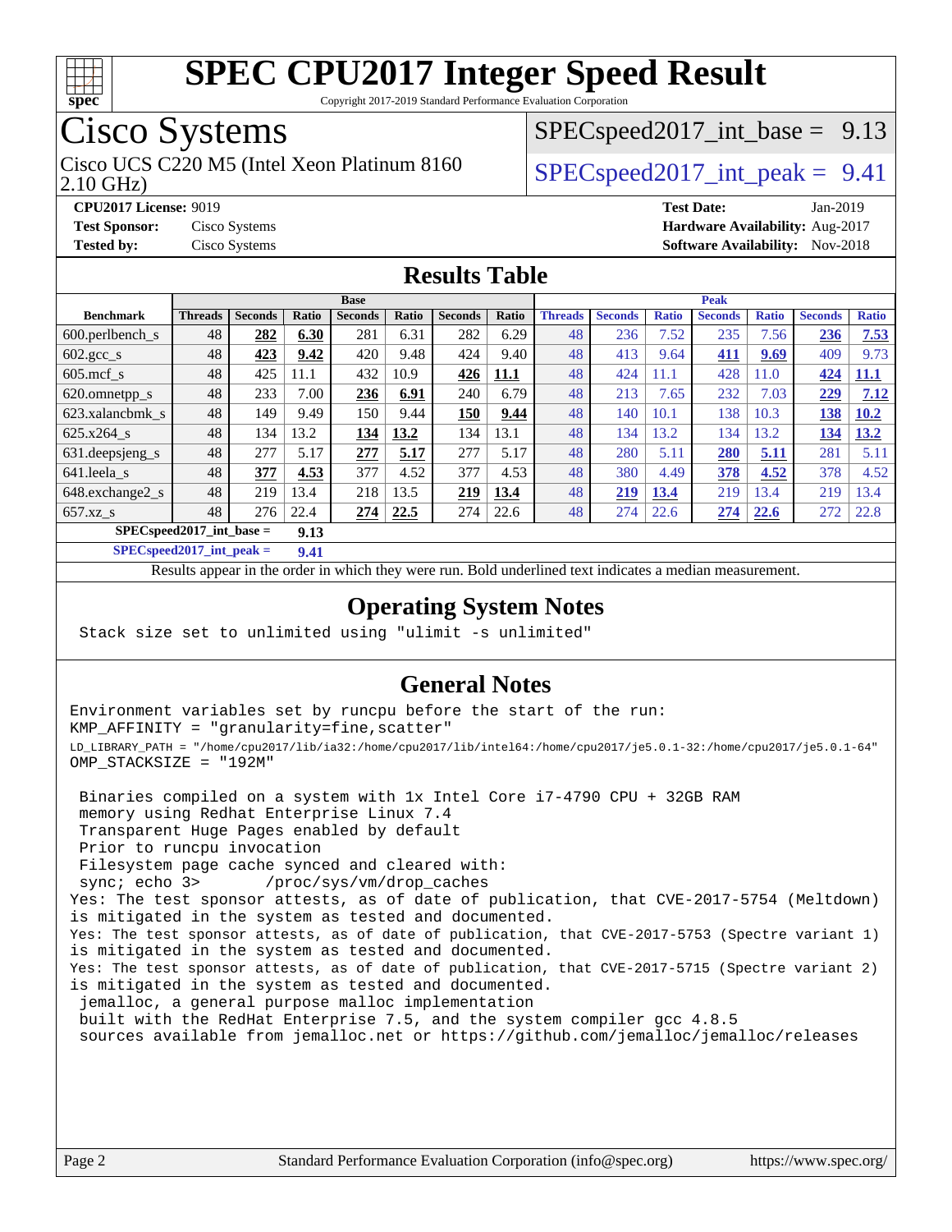# SPEC CPU2017 Integer Speed Result

Copyright 2017-2019 Standard Performance Evaluation Corporation

## Cisco Systems

Cisco UCS C220 M5 (Intel Xeon Platinum 8160 2.10 GHz)

SPECspeed2017_int_base = 9.13

SPECspeed2017_int_peak = 9.41

**CPU2017 License:** 9019
**Test Sponsor:** Cisco Systems
**Tested by:** Cisco Systems

**Test Date:** Jan-2019
**Hardware Availability:** Aug-2017
**Software Availability:** Nov-2018

## Results Table

| Benchmark | Base | | | | | | | Peak | | | | | | |
|---|---|---|---|---|---|---|---|---|---|---|---|---|---|---|
| | Threads | Seconds | Ratio | Seconds | Ratio | Seconds | Ratio | Threads | Seconds | Ratio | Seconds | Ratio | Seconds | Ratio |
| 600.perlbench_s | 48 | **282** | **6.30** | 281 | 6.31 | 282 | 6.29 | 48 | 236 | 7.52 | 235 | 7.56 | **236** | **7.53** |
| 602.gcc_s | 48 | **423** | **9.42** | 420 | 9.48 | 424 | 9.40 | 48 | 413 | 9.64 | **411** | **9.69** | 409 | 9.73 |
| 605.mcf_s | 48 | 425 | 11.1 | 432 | 10.9 | **426** | **11.1** | 48 | 424 | 11.1 | 428 | 11.0 | **424** | **11.1** |
| 620.omnetpp_s | 48 | 233 | 7.00 | **236** | **6.91** | 240 | 6.79 | 48 | 213 | 7.65 | 232 | 7.03 | **229** | **7.12** |
| 623.xalancbmk_s | 48 | 149 | 9.49 | 150 | 9.44 | **150** | **9.44** | 48 | 140 | 10.1 | 138 | 10.3 | **138** | **10.2** |
| 625.x264_s | 48 | 134 | 13.2 | **134** | **13.2** | 134 | 13.1 | 48 | 134 | 13.2 | 134 | 13.2 | **134** | **13.2** |
| 631.deepsjeng_s | 48 | 277 | 5.17 | **277** | **5.17** | 277 | 5.17 | 48 | 280 | 5.11 | **280** | **5.11** | 281 | 5.11 |
| 641.leela_s | 48 | **377** | **4.53** | 377 | 4.52 | 377 | 4.53 | 48 | 380 | 4.49 | **378** | **4.52** | 378 | 4.52 |
| 648.exchange2_s | 48 | 219 | 13.4 | 218 | 13.5 | **219** | **13.4** | 48 | **219** | **13.4** | 219 | 13.4 | 219 | 13.4 |
| 657.xz_s | 48 | 276 | 22.4 | **274** | **22.5** | 274 | 22.6 | 48 | 274 | 22.6 | **274** | **22.6** | 272 | 22.8 |

**SPECspeed2017_int_base = 9.13**

**SPECspeed2017_int_peak = 9.41**

Results appear in the order in which they were run. Bold underlined text indicates a median measurement.

## Operating System Notes

```
Stack size set to unlimited using "ulimit -s unlimited"
```

## General Notes

```
Environment variables set by runcpu before the start of the run:
KMP_AFFINITY = "granularity=fine,scatter"
LD_LIBRARY_PATH = "/home/cpu2017/lib/ia32:/home/cpu2017/lib/intel64:/home/cpu2017/je5.0.1-32:/home/cpu2017/je5.0.1-64"
OMP_STACKSIZE = "192M"

 Binaries compiled on a system with 1x Intel Core i7-4790 CPU + 32GB RAM
 memory using Redhat Enterprise Linux 7.4
 Transparent Huge Pages enabled by default
 Prior to runcpu invocation
 Filesystem page cache synced and cleared with:
 sync; echo 3>       /proc/sys/vm/drop_caches
Yes: The test sponsor attests, as of date of publication, that CVE-2017-5754 (Meltdown)
is mitigated in the system as tested and documented.
Yes: The test sponsor attests, as of date of publication, that CVE-2017-5753 (Spectre variant 1)
is mitigated in the system as tested and documented.
Yes: The test sponsor attests, as of date of publication, that CVE-2017-5715 (Spectre variant 2)
is mitigated in the system as tested and documented.
 jemalloc, a general purpose malloc implementation
 built with the RedHat Enterprise 7.5, and the system compiler gcc 4.8.5
 sources available from jemalloc.net or https://github.com/jemalloc/jemalloc/releases
```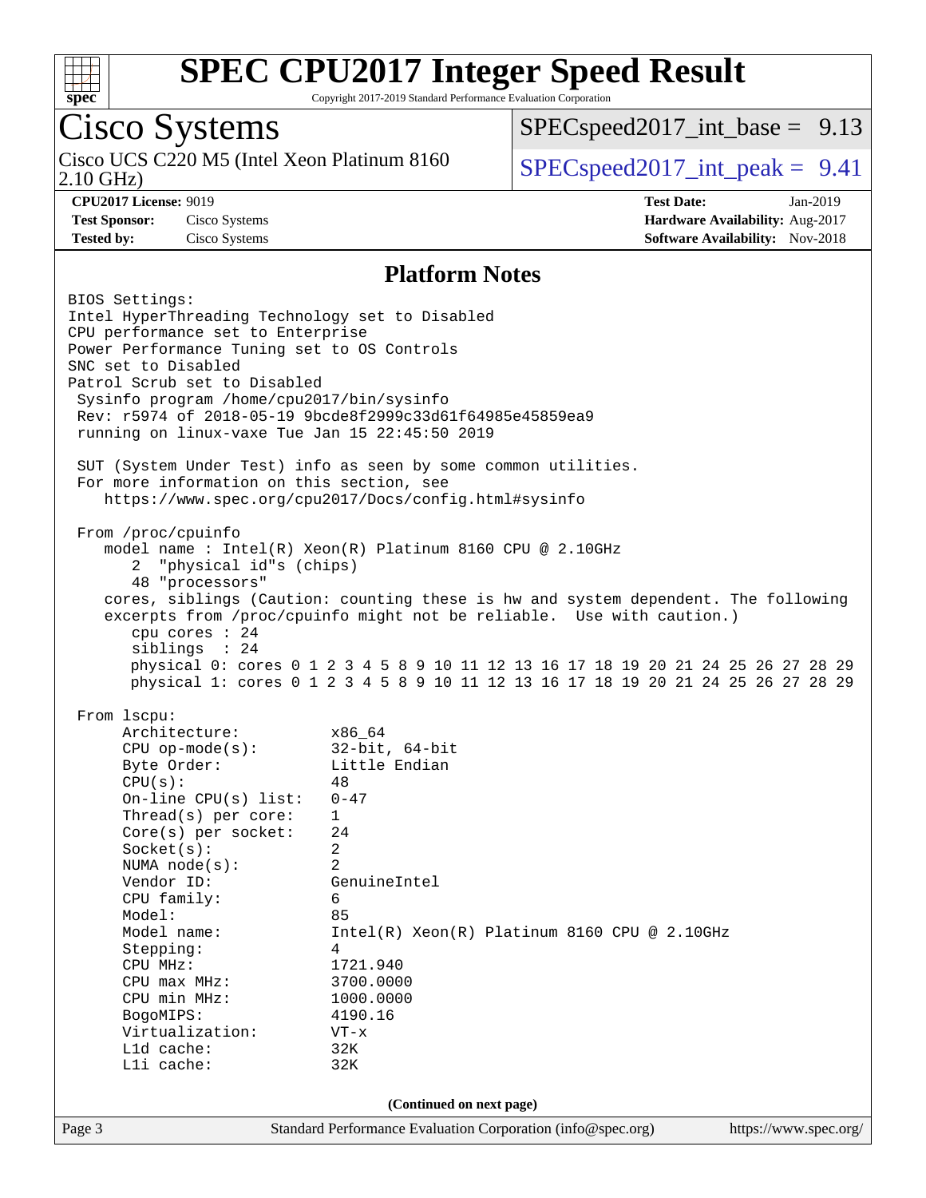# SPEC CPU2017 Integer Speed Result

Copyright 2017-2019 Standard Performance Evaluation Corporation

## Cisco Systems

Cisco UCS C220 M5 (Intel Xeon Platinum 8160 2.10 GHz)

SPECspeed2017_int_base = 9.13

SPECspeed2017_int_peak = 9.41

**CPU2017 License:** 9019
**Test Sponsor:** Cisco Systems
**Tested by:** Cisco Systems

**Test Date:** Jan-2019
**Hardware Availability:** Aug-2017
**Software Availability:** Nov-2018

### Platform Notes

```
BIOS Settings:
Intel HyperThreading Technology set to Disabled
CPU performance set to Enterprise
Power Performance Tuning set to OS Controls
SNC set to Disabled
Patrol Scrub set to Disabled
 Sysinfo program /home/cpu2017/bin/sysinfo
 Rev: r5974 of 2018-05-19 9bcde8f2999c33d61f64985e45859ea9
 running on linux-vaxe Tue Jan 15 22:45:50 2019

 SUT (System Under Test) info as seen by some common utilities.
 For more information on this section, see
    https://www.spec.org/cpu2017/Docs/config.html#sysinfo

 From /proc/cpuinfo
    model name : Intel(R) Xeon(R) Platinum 8160 CPU @ 2.10GHz
       2  "physical id"s (chips)
       48 "processors"
    cores, siblings (Caution: counting these is hw and system dependent. The following
    excerpts from /proc/cpuinfo might not be reliable.  Use with caution.)
       cpu cores : 24
       siblings  : 24
       physical 0: cores 0 1 2 3 4 5 8 9 10 11 12 13 16 17 18 19 20 21 24 25 26 27 28 29
       physical 1: cores 0 1 2 3 4 5 8 9 10 11 12 13 16 17 18 19 20 21 24 25 26 27 28 29

 From lscpu:
      Architecture:          x86_64
      CPU op-mode(s):        32-bit, 64-bit
      Byte Order:            Little Endian
      CPU(s):                48
      On-line CPU(s) list:   0-47
      Thread(s) per core:    1
      Core(s) per socket:    24
      Socket(s):             2
      NUMA node(s):          2
      Vendor ID:             GenuineIntel
      CPU family:            6
      Model:                 85
      Model name:            Intel(R) Xeon(R) Platinum 8160 CPU @ 2.10GHz
      Stepping:              4
      CPU MHz:               1721.940
      CPU max MHz:           3700.0000
      CPU min MHz:           1000.0000
      BogoMIPS:              4190.16
      Virtualization:        VT-x
      L1d cache:             32K
      L1i cache:             32K
```

(Continued on next page)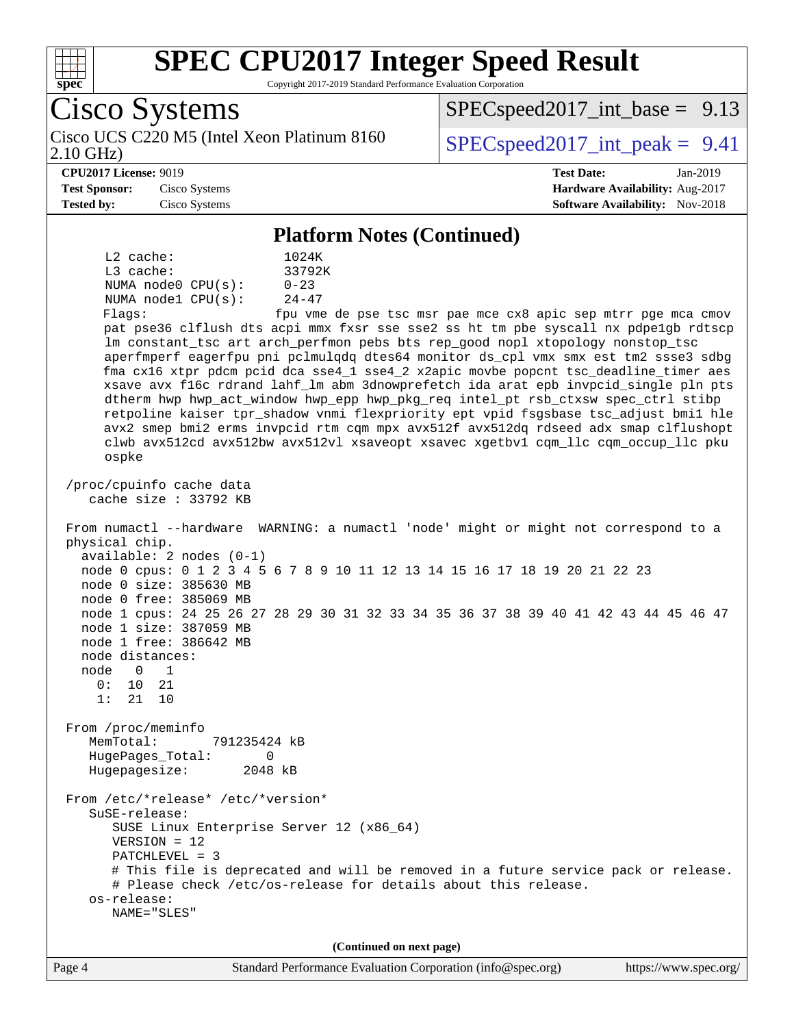## Platform Notes (Continued)

```
     L2 cache:              1024K
     L3 cache:              33792K
     NUMA node0 CPU(s):     0-23
     NUMA node1 CPU(s):     24-47
     Flags:                 fpu vme de pse tsc msr pae mce cx8 apic sep mtrr pge mca cmov
     pat pse36 clflush dts acpi mmx fxsr sse sse2 ss ht tm pbe syscall nx pdpe1gb rdtscp
     lm constant_tsc art arch_perfmon pebs bts rep_good nopl xtopology nonstop_tsc
     aperfmperf eagerfpu pni pclmulqdq dtes64 monitor ds_cpl vmx smx est tm2 ssse3 sdbg
     fma cx16 xtpr pdcm pcid dca sse4_1 sse4_2 x2apic movbe popcnt tsc_deadline_timer aes
     xsave avx f16c rdrand lahf_lm abm 3dnowprefetch ida arat epb invpcid_single pln pts
     dtherm hwp hwp_act_window hwp_epp hwp_pkg_req intel_pt rsb_ctxsw spec_ctrl stibp
     retpoline kaiser tpr_shadow vnmi flexpriority ept vpid fsgsbase tsc_adjust bmi1 hle
     avx2 smep bmi2 erms invpcid rtm cqm mpx avx512f avx512dq rdseed adx smap clflushopt
     clwb avx512cd avx512bw avx512vl xsaveopt xsavec xgetbv1 cqm_llc cqm_occup_llc pku
     ospke

 /proc/cpuinfo cache data
    cache size : 33792 KB

 From numactl --hardware  WARNING: a numactl 'node' might or might not correspond to a
 physical chip.
   available: 2 nodes (0-1)
   node 0 cpus: 0 1 2 3 4 5 6 7 8 9 10 11 12 13 14 15 16 17 18 19 20 21 22 23
   node 0 size: 385630 MB
   node 0 free: 385069 MB
   node 1 cpus: 24 25 26 27 28 29 30 31 32 33 34 35 36 37 38 39 40 41 42 43 44 45 46 47
   node 1 size: 387059 MB
   node 1 free: 386642 MB
   node distances:
   node   0   1
     0:  10  21
     1:  21  10

 From /proc/meminfo
    MemTotal:       791235424 kB
    HugePages_Total:       0
    Hugepagesize:       2048 kB

 From /etc/*release* /etc/*version*
    SuSE-release:
       SUSE Linux Enterprise Server 12 (x86_64)
       VERSION = 12
       PATCHLEVEL = 3
       # This file is deprecated and will be removed in a future service pack or release.
       # Please check /etc/os-release for details about this release.
    os-release:
       NAME="SLES"
```

(Continued on next page)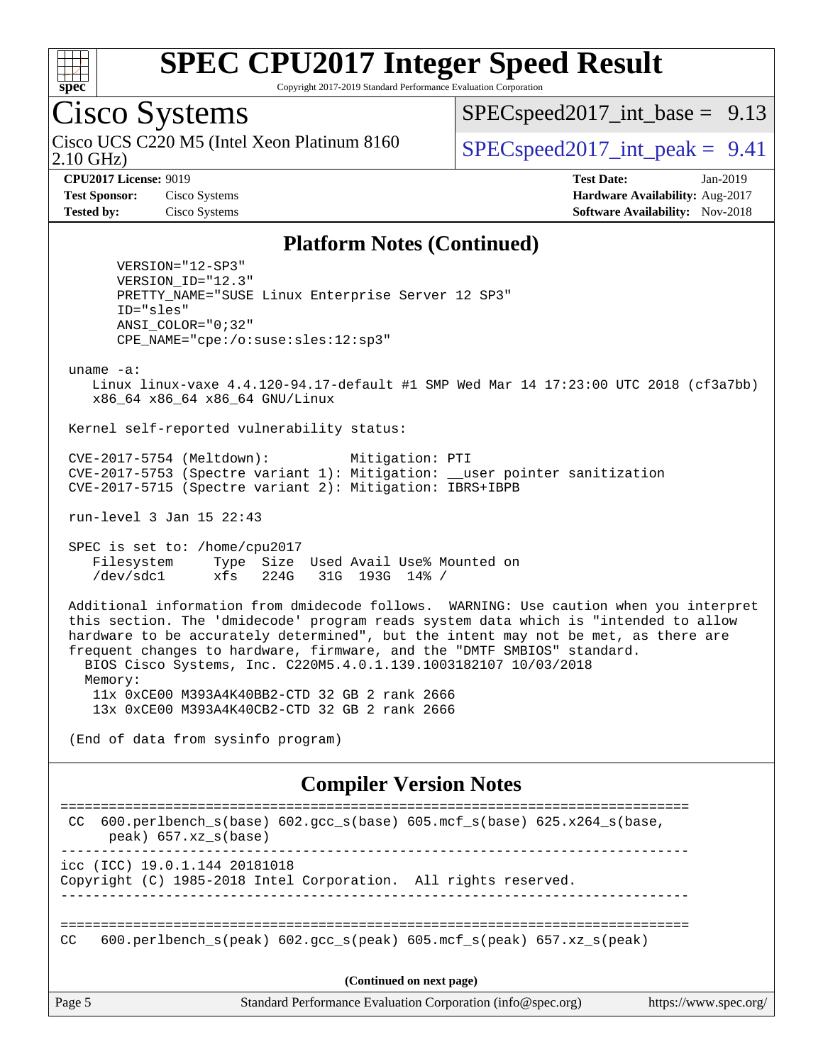# SPEC CPU2017 Integer Speed Result

Copyright 2017-2019 Standard Performance Evaluation Corporation

## Cisco Systems

Cisco UCS C220 M5 (Intel Xeon Platinum 8160 2.10 GHz)

SPECspeed2017_int_base = 9.13

SPECspeed2017_int_peak = 9.41

**CPU2017 License:** 9019
**Test Sponsor:** Cisco Systems
**Tested by:** Cisco Systems

**Test Date:** Jan-2019
**Hardware Availability:** Aug-2017
**Software Availability:** Nov-2018

### Platform Notes (Continued)

```
      VERSION="12-SP3"
      VERSION_ID="12.3"
      PRETTY_NAME="SUSE Linux Enterprise Server 12 SP3"
      ID="sles"
      ANSI_COLOR="0;32"
      CPE_NAME="cpe:/o:suse:sles:12:sp3"

 uname -a:
    Linux linux-vaxe 4.4.120-94.17-default #1 SMP Wed Mar 14 17:23:00 UTC 2018 (cf3a7bb)
    x86_64 x86_64 x86_64 GNU/Linux

 Kernel self-reported vulnerability status:

 CVE-2017-5754 (Meltdown):          Mitigation: PTI
 CVE-2017-5753 (Spectre variant 1): Mitigation: __user pointer sanitization
 CVE-2017-5715 (Spectre variant 2): Mitigation: IBRS+IBPB

 run-level 3 Jan 15 22:43

 SPEC is set to: /home/cpu2017
    Filesystem     Type  Size  Used Avail Use% Mounted on
    /dev/sdc1      xfs   224G   31G  193G  14% /

 Additional information from dmidecode follows.  WARNING: Use caution when you interpret
 this section. The 'dmidecode' program reads system data which is "intended to allow
 hardware to be accurately determined", but the intent may not be met, as there are
 frequent changes to hardware, firmware, and the "DMTF SMBIOS" standard.
   BIOS Cisco Systems, Inc. C220M5.4.0.1.139.1003182107 10/03/2018
   Memory:
     11x 0xCE00 M393A4K40BB2-CTD 32 GB 2 rank 2666
     13x 0xCE00 M393A4K40CB2-CTD 32 GB 2 rank 2666

 (End of data from sysinfo program)
```

### Compiler Version Notes

```
==============================================================================
 CC  600.perlbench_s(base) 602.gcc_s(base) 605.mcf_s(base) 625.x264_s(base,
      peak) 657.xz_s(base)
------------------------------------------------------------------------------
icc (ICC) 19.0.1.144 20181018
Copyright (C) 1985-2018 Intel Corporation.  All rights reserved.
------------------------------------------------------------------------------

==============================================================================
CC   600.perlbench_s(peak) 602.gcc_s(peak) 605.mcf_s(peak) 657.xz_s(peak)
```

(Continued on next page)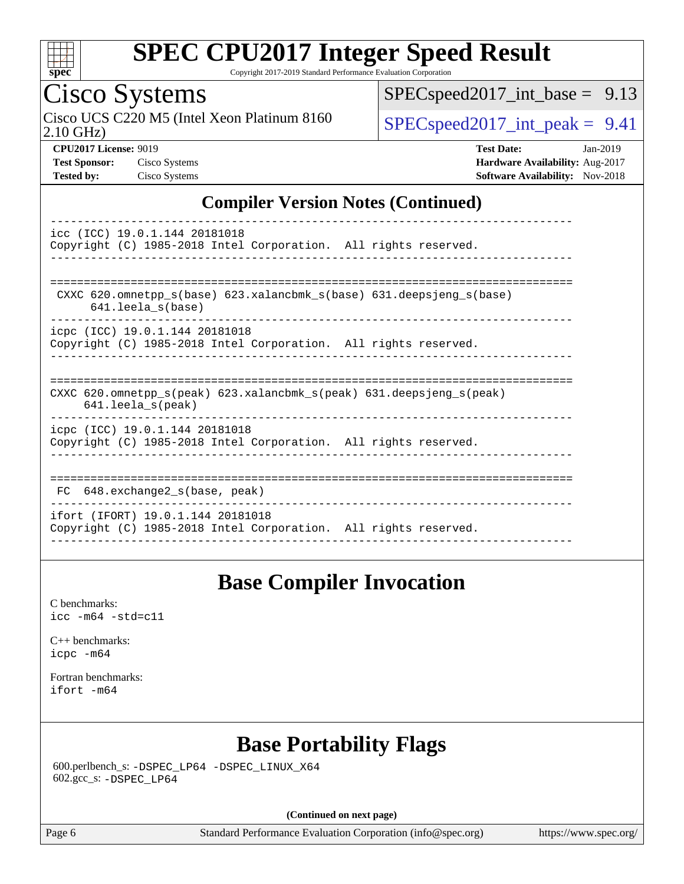## Compiler Version Notes (Continued)

```
------------------------------------------------------------------------------
icc (ICC) 19.0.1.144 20181018
Copyright (C) 1985-2018 Intel Corporation.  All rights reserved.
------------------------------------------------------------------------------

==============================================================================
 CXXC 620.omnetpp_s(base) 623.xalancbmk_s(base) 631.deepsjeng_s(base)
      641.leela_s(base)
------------------------------------------------------------------------------
icpc (ICC) 19.0.1.144 20181018
Copyright (C) 1985-2018 Intel Corporation.  All rights reserved.
------------------------------------------------------------------------------

==============================================================================
CXXC 620.omnetpp_s(peak) 623.xalancbmk_s(peak) 631.deepsjeng_s(peak)
     641.leela_s(peak)
------------------------------------------------------------------------------
icpc (ICC) 19.0.1.144 20181018
Copyright (C) 1985-2018 Intel Corporation.  All rights reserved.
------------------------------------------------------------------------------

==============================================================================
 FC  648.exchange2_s(base, peak)
------------------------------------------------------------------------------
ifort (IFORT) 19.0.1.144 20181018
Copyright (C) 1985-2018 Intel Corporation.  All rights reserved.
------------------------------------------------------------------------------
```

## Base Compiler Invocation

C benchmarks:
`icc -m64 -std=c11`

C++ benchmarks:
`icpc -m64`

Fortran benchmarks:
`ifort -m64`

## Base Portability Flags

600.perlbench_s: `-DSPEC_LP64 -DSPEC_LINUX_X64`
602.gcc_s: `-DSPEC_LP64`

**(Continued on next page)**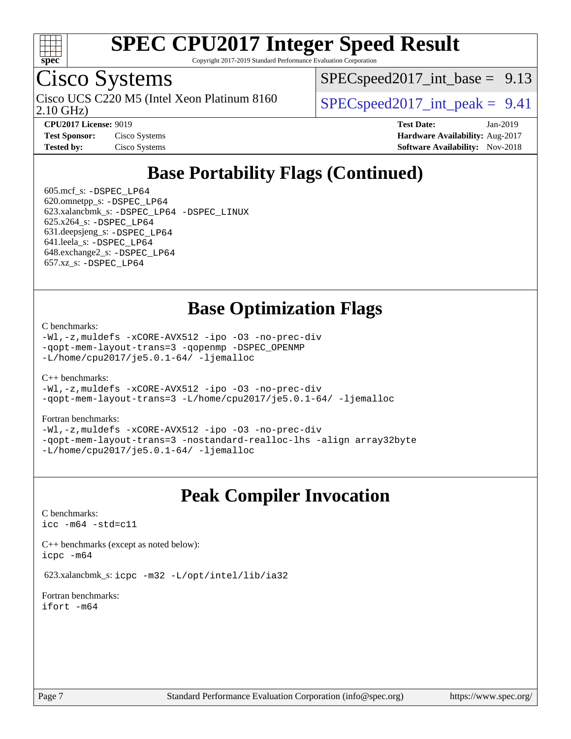# SPEC CPU2017 Integer Speed Result

Copyright 2017-2019 Standard Performance Evaluation Corporation

## Cisco Systems

Cisco UCS C220 M5 (Intel Xeon Platinum 8160 2.10 GHz)

SPECspeed2017_int_base = 9.13

SPECspeed2017_int_peak = 9.41

**CPU2017 License:** 9019
**Test Sponsor:** Cisco Systems
**Tested by:** Cisco Systems

**Test Date:** Jan-2019
**Hardware Availability:** Aug-2017
**Software Availability:** Nov-2018

## Base Portability Flags (Continued)

605.mcf_s: `-DSPEC_LP64`
620.omnetpp_s: `-DSPEC_LP64`
623.xalancbmk_s: `-DSPEC_LP64 -DSPEC_LINUX`
625.x264_s: `-DSPEC_LP64`
631.deepsjeng_s: `-DSPEC_LP64`
641.leela_s: `-DSPEC_LP64`
648.exchange2_s: `-DSPEC_LP64`
657.xz_s: `-DSPEC_LP64`

## Base Optimization Flags

C benchmarks:

```
-Wl,-z,muldefs -xCORE-AVX512 -ipo -O3 -no-prec-div
-qopt-mem-layout-trans=3 -qopenmp -DSPEC_OPENMP
-L/home/cpu2017/je5.0.1-64/ -ljemalloc
```

C++ benchmarks:

```
-Wl,-z,muldefs -xCORE-AVX512 -ipo -O3 -no-prec-div
-qopt-mem-layout-trans=3 -L/home/cpu2017/je5.0.1-64/ -ljemalloc
```

Fortran benchmarks:

```
-Wl,-z,muldefs -xCORE-AVX512 -ipo -O3 -no-prec-div
-qopt-mem-layout-trans=3 -nostandard-realloc-lhs -align array32byte
-L/home/cpu2017/je5.0.1-64/ -ljemalloc
```

## Peak Compiler Invocation

C benchmarks:

```
icc -m64 -std=c11
```

C++ benchmarks (except as noted below):

```
icpc -m64
```

623.xalancbmk_s: `icpc -m32 -L/opt/intel/lib/ia32`

Fortran benchmarks:

```
ifort -m64
```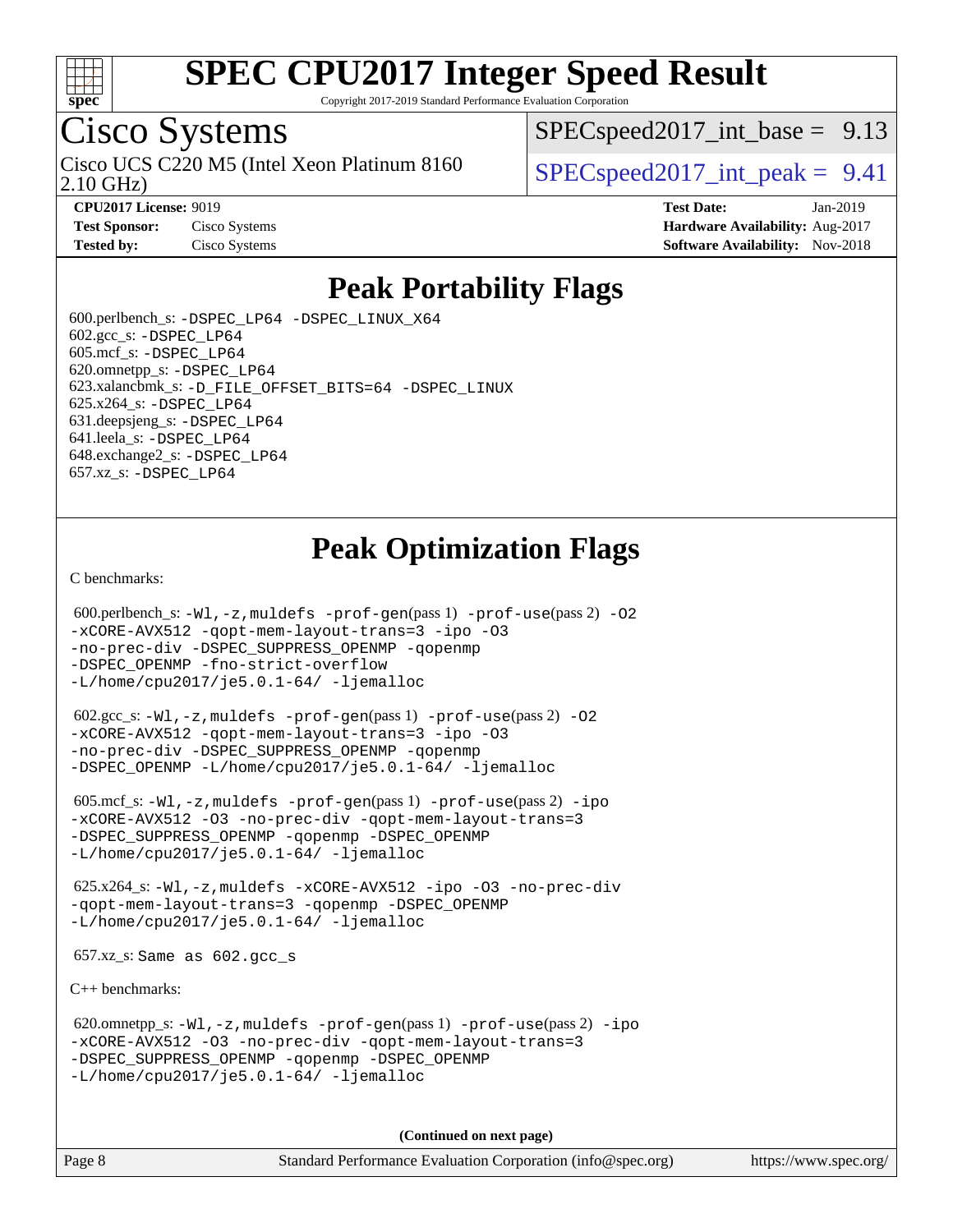# SPEC CPU2017 Integer Speed Result

Copyright 2017-2019 Standard Performance Evaluation Corporation

## Cisco Systems

Cisco UCS C220 M5 (Intel Xeon Platinum 8160 2.10 GHz)

SPECspeed2017_int_base = 9.13

SPECspeed2017_int_peak = 9.41

**CPU2017 License:** 9019
**Test Sponsor:** Cisco Systems
**Tested by:** Cisco Systems

**Test Date:** Jan-2019
**Hardware Availability:** Aug-2017
**Software Availability:** Nov-2018

## Peak Portability Flags

600.perlbench_s: -DSPEC_LP64 -DSPEC_LINUX_X64
602.gcc_s: -DSPEC_LP64
605.mcf_s: -DSPEC_LP64
620.omnetpp_s: -DSPEC_LP64
623.xalancbmk_s: -D_FILE_OFFSET_BITS=64 -DSPEC_LINUX
625.x264_s: -DSPEC_LP64
631.deepsjeng_s: -DSPEC_LP64
641.leela_s: -DSPEC_LP64
648.exchange2_s: -DSPEC_LP64
657.xz_s: -DSPEC_LP64

## Peak Optimization Flags

C benchmarks:

600.perlbench_s: -Wl,-z,muldefs -prof-gen(pass 1) -prof-use(pass 2) -O2 -xCORE-AVX512 -qopt-mem-layout-trans=3 -ipo -O3 -no-prec-div -DSPEC_SUPPRESS_OPENMP -qopenmp -DSPEC_OPENMP -fno-strict-overflow -L/home/cpu2017/je5.0.1-64/ -ljemalloc

602.gcc_s: -Wl,-z,muldefs -prof-gen(pass 1) -prof-use(pass 2) -O2 -xCORE-AVX512 -qopt-mem-layout-trans=3 -ipo -O3 -no-prec-div -DSPEC_SUPPRESS_OPENMP -qopenmp -DSPEC_OPENMP -L/home/cpu2017/je5.0.1-64/ -ljemalloc

605.mcf_s: -Wl,-z,muldefs -prof-gen(pass 1) -prof-use(pass 2) -ipo -xCORE-AVX512 -O3 -no-prec-div -qopt-mem-layout-trans=3 -DSPEC_SUPPRESS_OPENMP -qopenmp -DSPEC_OPENMP -L/home/cpu2017/je5.0.1-64/ -ljemalloc

625.x264_s: -Wl,-z,muldefs -xCORE-AVX512 -ipo -O3 -no-prec-div -qopt-mem-layout-trans=3 -qopenmp -DSPEC_OPENMP -L/home/cpu2017/je5.0.1-64/ -ljemalloc

657.xz_s: Same as 602.gcc_s

C++ benchmarks:

620.omnetpp_s: -Wl,-z,muldefs -prof-gen(pass 1) -prof-use(pass 2) -ipo -xCORE-AVX512 -O3 -no-prec-div -qopt-mem-layout-trans=3 -DSPEC_SUPPRESS_OPENMP -qopenmp -DSPEC_OPENMP -L/home/cpu2017/je5.0.1-64/ -ljemalloc

(Continued on next page)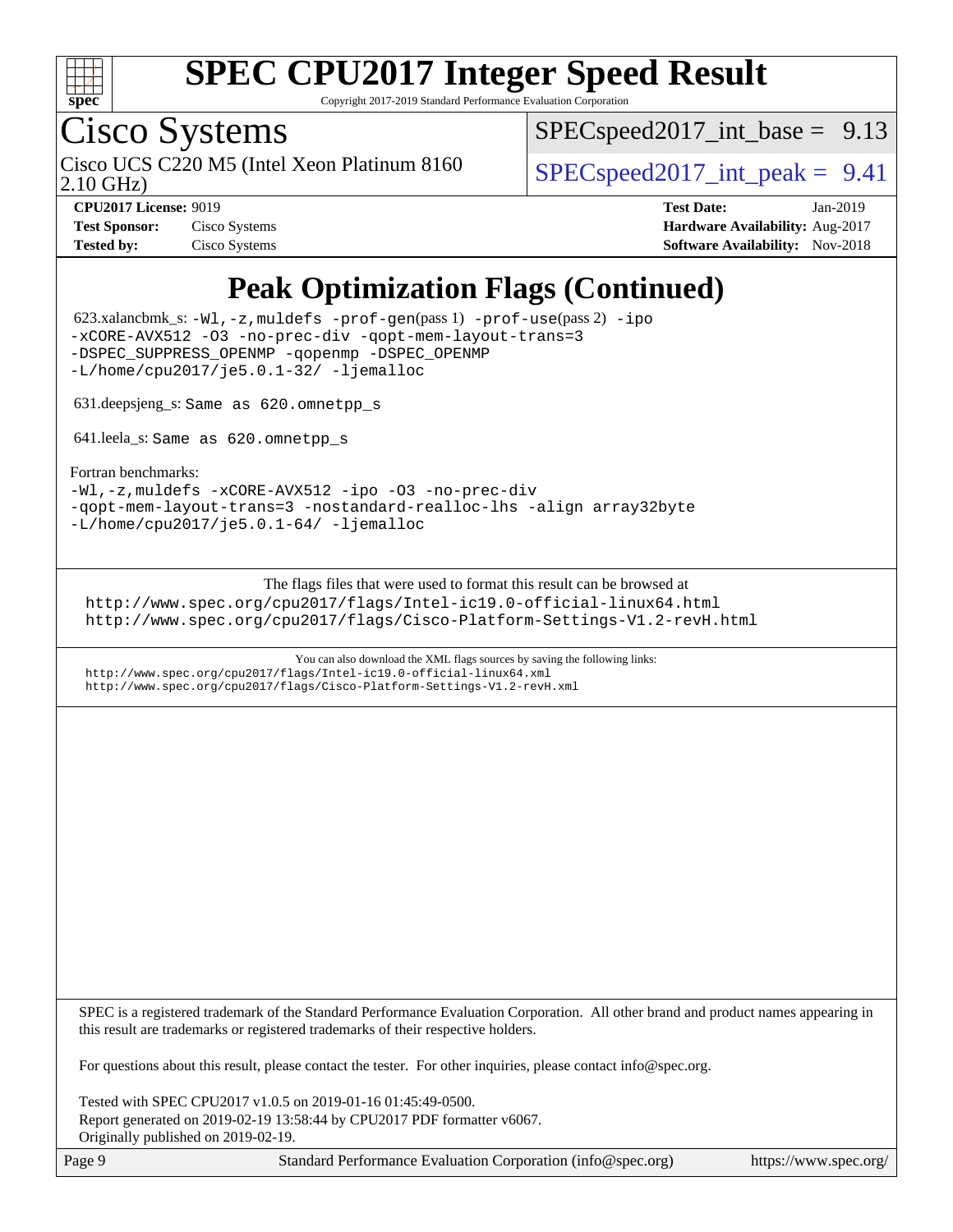# SPEC CPU2017 Integer Speed Result

Copyright 2017-2019 Standard Performance Evaluation Corporation

## Cisco Systems

Cisco UCS C220 M5 (Intel Xeon Platinum 8160 2.10 GHz)

SPECspeed2017_int_base = 9.13

SPECspeed2017_int_peak = 9.41

**CPU2017 License:** 9019
**Test Sponsor:** Cisco Systems
**Tested by:** Cisco Systems

**Test Date:** Jan-2019
**Hardware Availability:** Aug-2017
**Software Availability:** Nov-2018

# Peak Optimization Flags (Continued)

623.xalancbmk_s: -Wl,-z,muldefs -prof-gen(pass 1) -prof-use(pass 2) -ipo -xCORE-AVX512 -O3 -no-prec-div -qopt-mem-layout-trans=3 -DSPEC_SUPPRESS_OPENMP -qopenmp -DSPEC_OPENMP -L/home/cpu2017/je5.0.1-32/ -ljemalloc

631.deepsjeng_s: Same as 620.omnetpp_s

641.leela_s: Same as 620.omnetpp_s

Fortran benchmarks:
-Wl,-z,muldefs -xCORE-AVX512 -ipo -O3 -no-prec-div -qopt-mem-layout-trans=3 -nostandard-realloc-lhs -align array32byte -L/home/cpu2017/je5.0.1-64/ -ljemalloc

The flags files that were used to format this result can be browsed at
http://www.spec.org/cpu2017/flags/Intel-ic19.0-official-linux64.html
http://www.spec.org/cpu2017/flags/Cisco-Platform-Settings-V1.2-revH.html

You can also download the XML flags sources by saving the following links:
http://www.spec.org/cpu2017/flags/Intel-ic19.0-official-linux64.xml
http://www.spec.org/cpu2017/flags/Cisco-Platform-Settings-V1.2-revH.xml

SPEC is a registered trademark of the Standard Performance Evaluation Corporation. All other brand and product names appearing in this result are trademarks or registered trademarks of their respective holders.

For questions about this result, please contact the tester. For other inquiries, please contact info@spec.org.

Tested with SPEC CPU2017 v1.0.5 on 2019-01-16 01:45:49-0500.
Report generated on 2019-02-19 13:58:44 by CPU2017 PDF formatter v6067.
Originally published on 2019-02-19.